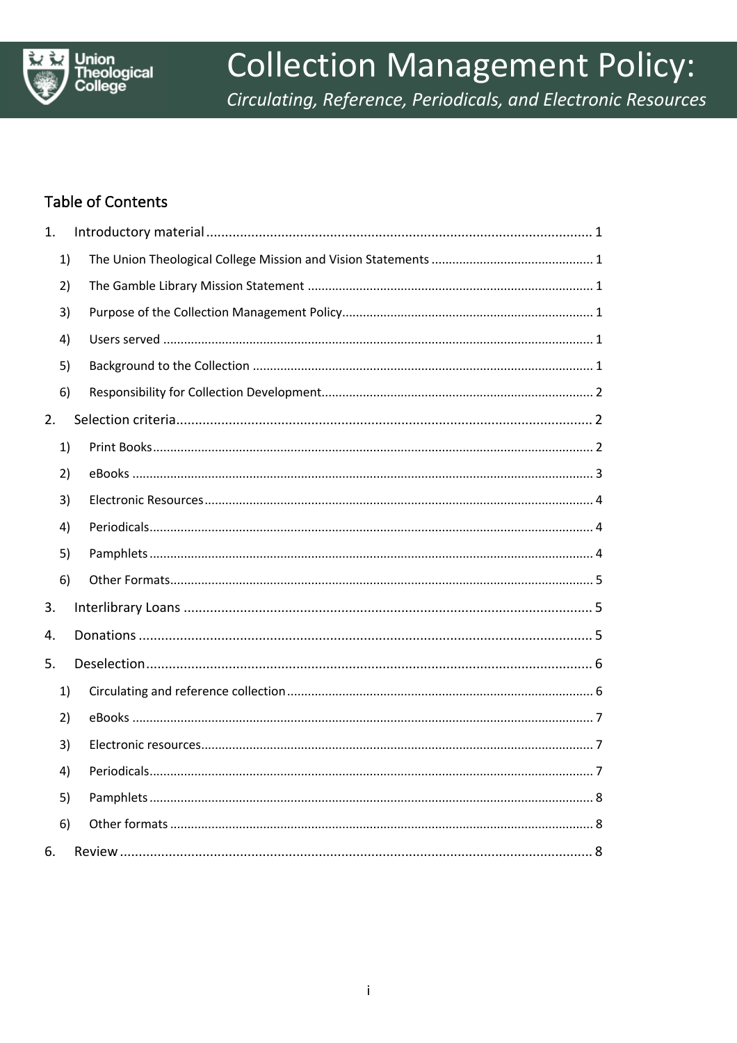# Collection Management Policy:

*Circulating, Reference, Periodicals, and Electronic Resources*

## Table of Contents

1. Introductory material ..... 1
   1) The Union Theological College Mission and Vision Statements ..... 1
   2) The Gamble Library Mission Statement ..... 1
   3) Purpose of the Collection Management Policy ..... 1
   4) Users served ..... 1
   5) Background to the Collection ..... 1
   6) Responsibility for Collection Development ..... 2
2. Selection criteria ..... 2
   1) Print Books ..... 2
   2) eBooks ..... 3
   3) Electronic Resources ..... 4
   4) Periodicals ..... 4
   5) Pamphlets ..... 4
   6) Other Formats ..... 5
3. Interlibrary Loans ..... 5
4. Donations ..... 5
5. Deselection ..... 6
   1) Circulating and reference collection ..... 6
   2) eBooks ..... 7
   3) Electronic resources ..... 7
   4) Periodicals ..... 7
   5) Pamphlets ..... 8
   6) Other formats ..... 8
6. Review ..... 8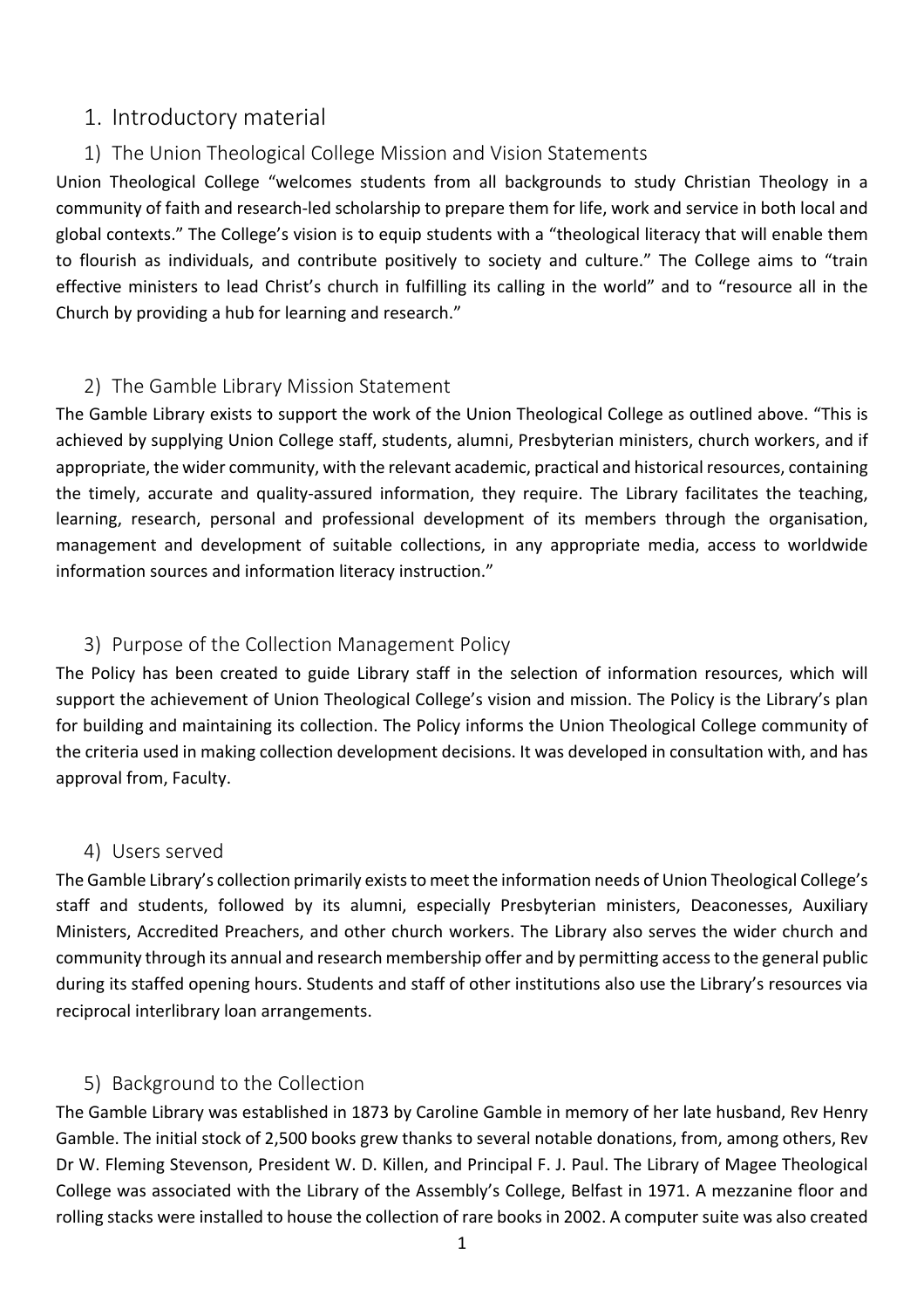# 1. Introductory material

## 1) The Union Theological College Mission and Vision Statements

Union Theological College "welcomes students from all backgrounds to study Christian Theology in a community of faith and research-led scholarship to prepare them for life, work and service in both local and global contexts." The College's vision is to equip students with a "theological literacy that will enable them to flourish as individuals, and contribute positively to society and culture." The College aims to "train effective ministers to lead Christ's church in fulfilling its calling in the world" and to "resource all in the Church by providing a hub for learning and research."

## 2) The Gamble Library Mission Statement

The Gamble Library exists to support the work of the Union Theological College as outlined above. "This is achieved by supplying Union College staff, students, alumni, Presbyterian ministers, church workers, and if appropriate, the wider community, with the relevant academic, practical and historical resources, containing the timely, accurate and quality-assured information, they require. The Library facilitates the teaching, learning, research, personal and professional development of its members through the organisation, management and development of suitable collections, in any appropriate media, access to worldwide information sources and information literacy instruction."

## 3) Purpose of the Collection Management Policy

The Policy has been created to guide Library staff in the selection of information resources, which will support the achievement of Union Theological College's vision and mission. The Policy is the Library's plan for building and maintaining its collection. The Policy informs the Union Theological College community of the criteria used in making collection development decisions. It was developed in consultation with, and has approval from, Faculty.

## 4) Users served

The Gamble Library's collection primarily exists to meet the information needs of Union Theological College's staff and students, followed by its alumni, especially Presbyterian ministers, Deaconesses, Auxiliary Ministers, Accredited Preachers, and other church workers. The Library also serves the wider church and community through its annual and research membership offer and by permitting access to the general public during its staffed opening hours. Students and staff of other institutions also use the Library's resources via reciprocal interlibrary loan arrangements.

## 5) Background to the Collection

The Gamble Library was established in 1873 by Caroline Gamble in memory of her late husband, Rev Henry Gamble. The initial stock of 2,500 books grew thanks to several notable donations, from, among others, Rev Dr W. Fleming Stevenson, President W. D. Killen, and Principal F. J. Paul. The Library of Magee Theological College was associated with the Library of the Assembly's College, Belfast in 1971. A mezzanine floor and rolling stacks were installed to house the collection of rare books in 2002. A computer suite was also created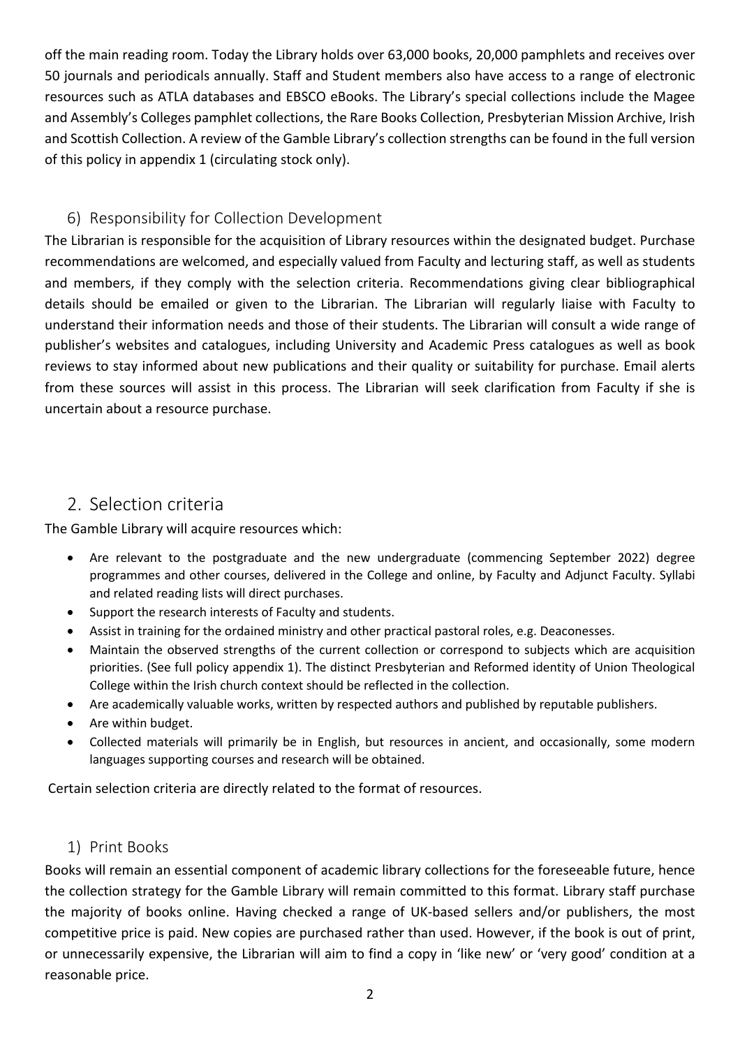off the main reading room. Today the Library holds over 63,000 books, 20,000 pamphlets and receives over 50 journals and periodicals annually. Staff and Student members also have access to a range of electronic resources such as ATLA databases and EBSCO eBooks. The Library's special collections include the Magee and Assembly's Colleges pamphlet collections, the Rare Books Collection, Presbyterian Mission Archive, Irish and Scottish Collection. A review of the Gamble Library's collection strengths can be found in the full version of this policy in appendix 1 (circulating stock only).

### 6) Responsibility for Collection Development

The Librarian is responsible for the acquisition of Library resources within the designated budget. Purchase recommendations are welcomed, and especially valued from Faculty and lecturing staff, as well as students and members, if they comply with the selection criteria. Recommendations giving clear bibliographical details should be emailed or given to the Librarian. The Librarian will regularly liaise with Faculty to understand their information needs and those of their students. The Librarian will consult a wide range of publisher's websites and catalogues, including University and Academic Press catalogues as well as book reviews to stay informed about new publications and their quality or suitability for purchase. Email alerts from these sources will assist in this process. The Librarian will seek clarification from Faculty if she is uncertain about a resource purchase.

## 2. Selection criteria

The Gamble Library will acquire resources which:

- Are relevant to the postgraduate and the new undergraduate (commencing September 2022) degree programmes and other courses, delivered in the College and online, by Faculty and Adjunct Faculty. Syllabi and related reading lists will direct purchases.
- Support the research interests of Faculty and students.
- Assist in training for the ordained ministry and other practical pastoral roles, e.g. Deaconesses.
- Maintain the observed strengths of the current collection or correspond to subjects which are acquisition priorities. (See full policy appendix 1). The distinct Presbyterian and Reformed identity of Union Theological College within the Irish church context should be reflected in the collection.
- Are academically valuable works, written by respected authors and published by reputable publishers.
- Are within budget.
- Collected materials will primarily be in English, but resources in ancient, and occasionally, some modern languages supporting courses and research will be obtained.

Certain selection criteria are directly related to the format of resources.

### 1) Print Books

Books will remain an essential component of academic library collections for the foreseeable future, hence the collection strategy for the Gamble Library will remain committed to this format. Library staff purchase the majority of books online. Having checked a range of UK-based sellers and/or publishers, the most competitive price is paid. New copies are purchased rather than used. However, if the book is out of print, or unnecessarily expensive, the Librarian will aim to find a copy in 'like new' or 'very good' condition at a reasonable price.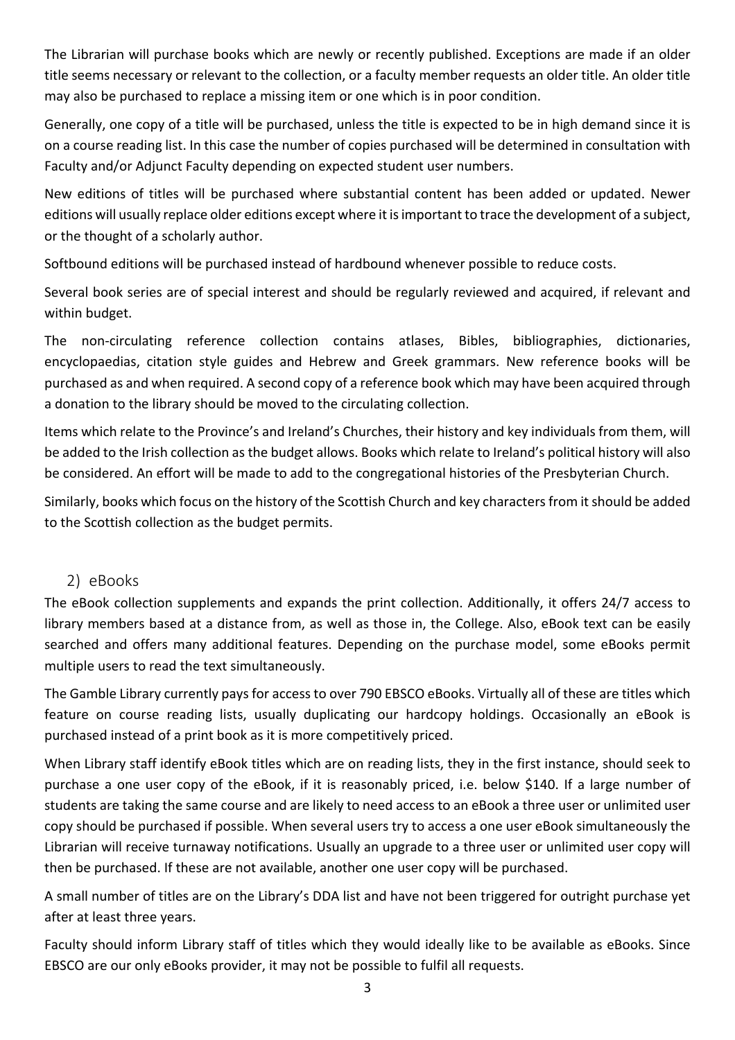The Librarian will purchase books which are newly or recently published. Exceptions are made if an older title seems necessary or relevant to the collection, or a faculty member requests an older title. An older title may also be purchased to replace a missing item or one which is in poor condition.

Generally, one copy of a title will be purchased, unless the title is expected to be in high demand since it is on a course reading list. In this case the number of copies purchased will be determined in consultation with Faculty and/or Adjunct Faculty depending on expected student user numbers.

New editions of titles will be purchased where substantial content has been added or updated. Newer editions will usually replace older editions except where it is important to trace the development of a subject, or the thought of a scholarly author.

Softbound editions will be purchased instead of hardbound whenever possible to reduce costs.

Several book series are of special interest and should be regularly reviewed and acquired, if relevant and within budget.

The non-circulating reference collection contains atlases, Bibles, bibliographies, dictionaries, encyclopaedias, citation style guides and Hebrew and Greek grammars. New reference books will be purchased as and when required. A second copy of a reference book which may have been acquired through a donation to the library should be moved to the circulating collection.

Items which relate to the Province's and Ireland's Churches, their history and key individuals from them, will be added to the Irish collection as the budget allows. Books which relate to Ireland's political history will also be considered. An effort will be made to add to the congregational histories of the Presbyterian Church.

Similarly, books which focus on the history of the Scottish Church and key characters from it should be added to the Scottish collection as the budget permits.

## 2) eBooks

The eBook collection supplements and expands the print collection. Additionally, it offers 24/7 access to library members based at a distance from, as well as those in, the College. Also, eBook text can be easily searched and offers many additional features. Depending on the purchase model, some eBooks permit multiple users to read the text simultaneously.

The Gamble Library currently pays for access to over 790 EBSCO eBooks. Virtually all of these are titles which feature on course reading lists, usually duplicating our hardcopy holdings. Occasionally an eBook is purchased instead of a print book as it is more competitively priced.

When Library staff identify eBook titles which are on reading lists, they in the first instance, should seek to purchase a one user copy of the eBook, if it is reasonably priced, i.e. below $140. If a large number of students are taking the same course and are likely to need access to an eBook a three user or unlimited user copy should be purchased if possible. When several users try to access a one user eBook simultaneously the Librarian will receive turnaway notifications. Usually an upgrade to a three user or unlimited user copy will then be purchased. If these are not available, another one user copy will be purchased.

A small number of titles are on the Library's DDA list and have not been triggered for outright purchase yet after at least three years.

Faculty should inform Library staff of titles which they would ideally like to be available as eBooks. Since EBSCO are our only eBooks provider, it may not be possible to fulfil all requests.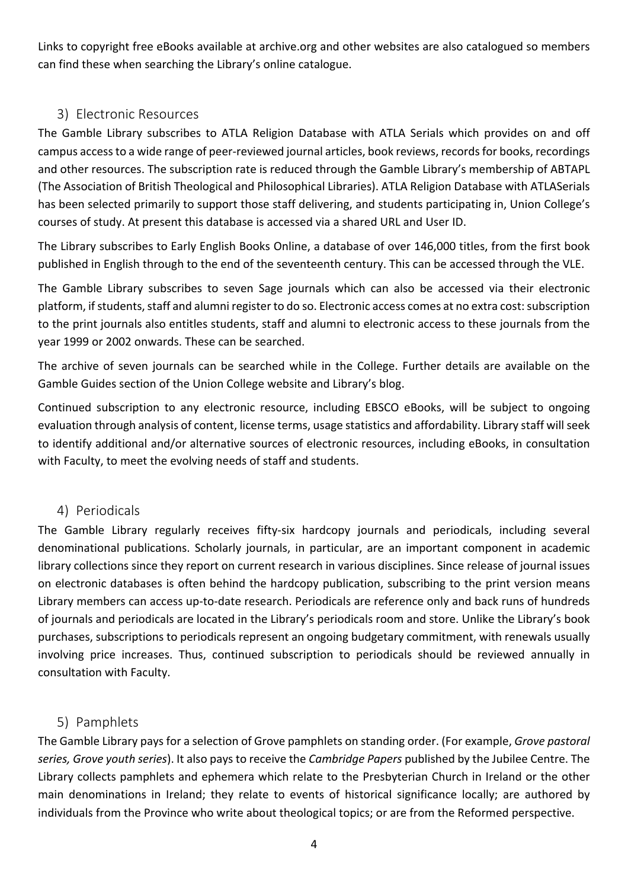Links to copyright free eBooks available at archive.org and other websites are also catalogued so members can find these when searching the Library's online catalogue.

## 3) Electronic Resources

The Gamble Library subscribes to ATLA Religion Database with ATLA Serials which provides on and off campus access to a wide range of peer-reviewed journal articles, book reviews, records for books, recordings and other resources. The subscription rate is reduced through the Gamble Library's membership of ABTAPL (The Association of British Theological and Philosophical Libraries). ATLA Religion Database with ATLASerials has been selected primarily to support those staff delivering, and students participating in, Union College's courses of study. At present this database is accessed via a shared URL and User ID.

The Library subscribes to Early English Books Online, a database of over 146,000 titles, from the first book published in English through to the end of the seventeenth century. This can be accessed through the VLE.

The Gamble Library subscribes to seven Sage journals which can also be accessed via their electronic platform, if students, staff and alumni register to do so. Electronic access comes at no extra cost: subscription to the print journals also entitles students, staff and alumni to electronic access to these journals from the year 1999 or 2002 onwards. These can be searched.

The archive of seven journals can be searched while in the College. Further details are available on the Gamble Guides section of the Union College website and Library's blog.

Continued subscription to any electronic resource, including EBSCO eBooks, will be subject to ongoing evaluation through analysis of content, license terms, usage statistics and affordability. Library staff will seek to identify additional and/or alternative sources of electronic resources, including eBooks, in consultation with Faculty, to meet the evolving needs of staff and students.

## 4) Periodicals

The Gamble Library regularly receives fifty-six hardcopy journals and periodicals, including several denominational publications. Scholarly journals, in particular, are an important component in academic library collections since they report on current research in various disciplines. Since release of journal issues on electronic databases is often behind the hardcopy publication, subscribing to the print version means Library members can access up-to-date research. Periodicals are reference only and back runs of hundreds of journals and periodicals are located in the Library's periodicals room and store. Unlike the Library's book purchases, subscriptions to periodicals represent an ongoing budgetary commitment, with renewals usually involving price increases. Thus, continued subscription to periodicals should be reviewed annually in consultation with Faculty.

## 5) Pamphlets

The Gamble Library pays for a selection of Grove pamphlets on standing order. (For example, *Grove pastoral series, Grove youth series*). It also pays to receive the *Cambridge Papers* published by the Jubilee Centre. The Library collects pamphlets and ephemera which relate to the Presbyterian Church in Ireland or the other main denominations in Ireland; they relate to events of historical significance locally; are authored by individuals from the Province who write about theological topics; or are from the Reformed perspective.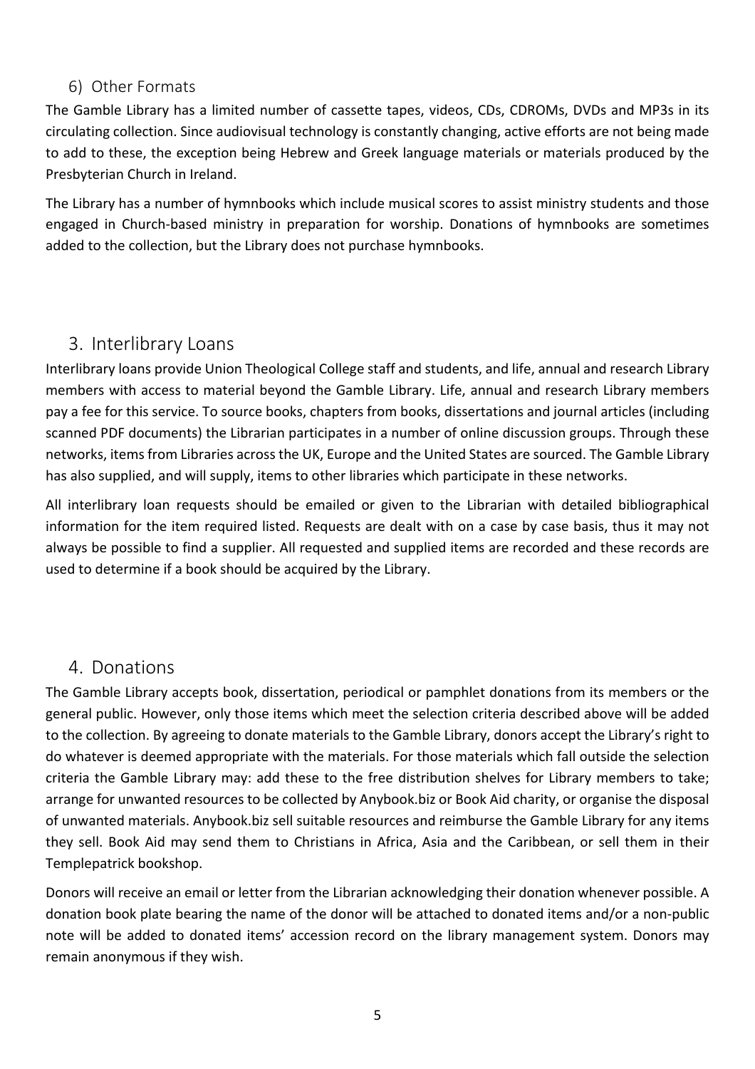### 6) Other Formats

The Gamble Library has a limited number of cassette tapes, videos, CDs, CDROMs, DVDs and MP3s in its circulating collection. Since audiovisual technology is constantly changing, active efforts are not being made to add to these, the exception being Hebrew and Greek language materials or materials produced by the Presbyterian Church in Ireland.

The Library has a number of hymnbooks which include musical scores to assist ministry students and those engaged in Church-based ministry in preparation for worship. Donations of hymnbooks are sometimes added to the collection, but the Library does not purchase hymnbooks.

## 3. Interlibrary Loans

Interlibrary loans provide Union Theological College staff and students, and life, annual and research Library members with access to material beyond the Gamble Library. Life, annual and research Library members pay a fee for this service. To source books, chapters from books, dissertations and journal articles (including scanned PDF documents) the Librarian participates in a number of online discussion groups. Through these networks, items from Libraries across the UK, Europe and the United States are sourced. The Gamble Library has also supplied, and will supply, items to other libraries which participate in these networks.

All interlibrary loan requests should be emailed or given to the Librarian with detailed bibliographical information for the item required listed. Requests are dealt with on a case by case basis, thus it may not always be possible to find a supplier. All requested and supplied items are recorded and these records are used to determine if a book should be acquired by the Library.

## 4. Donations

The Gamble Library accepts book, dissertation, periodical or pamphlet donations from its members or the general public. However, only those items which meet the selection criteria described above will be added to the collection. By agreeing to donate materials to the Gamble Library, donors accept the Library's right to do whatever is deemed appropriate with the materials. For those materials which fall outside the selection criteria the Gamble Library may: add these to the free distribution shelves for Library members to take; arrange for unwanted resources to be collected by Anybook.biz or Book Aid charity, or organise the disposal of unwanted materials. Anybook.biz sell suitable resources and reimburse the Gamble Library for any items they sell. Book Aid may send them to Christians in Africa, Asia and the Caribbean, or sell them in their Templepatrick bookshop.

Donors will receive an email or letter from the Librarian acknowledging their donation whenever possible. A donation book plate bearing the name of the donor will be attached to donated items and/or a non-public note will be added to donated items' accession record on the library management system. Donors may remain anonymous if they wish.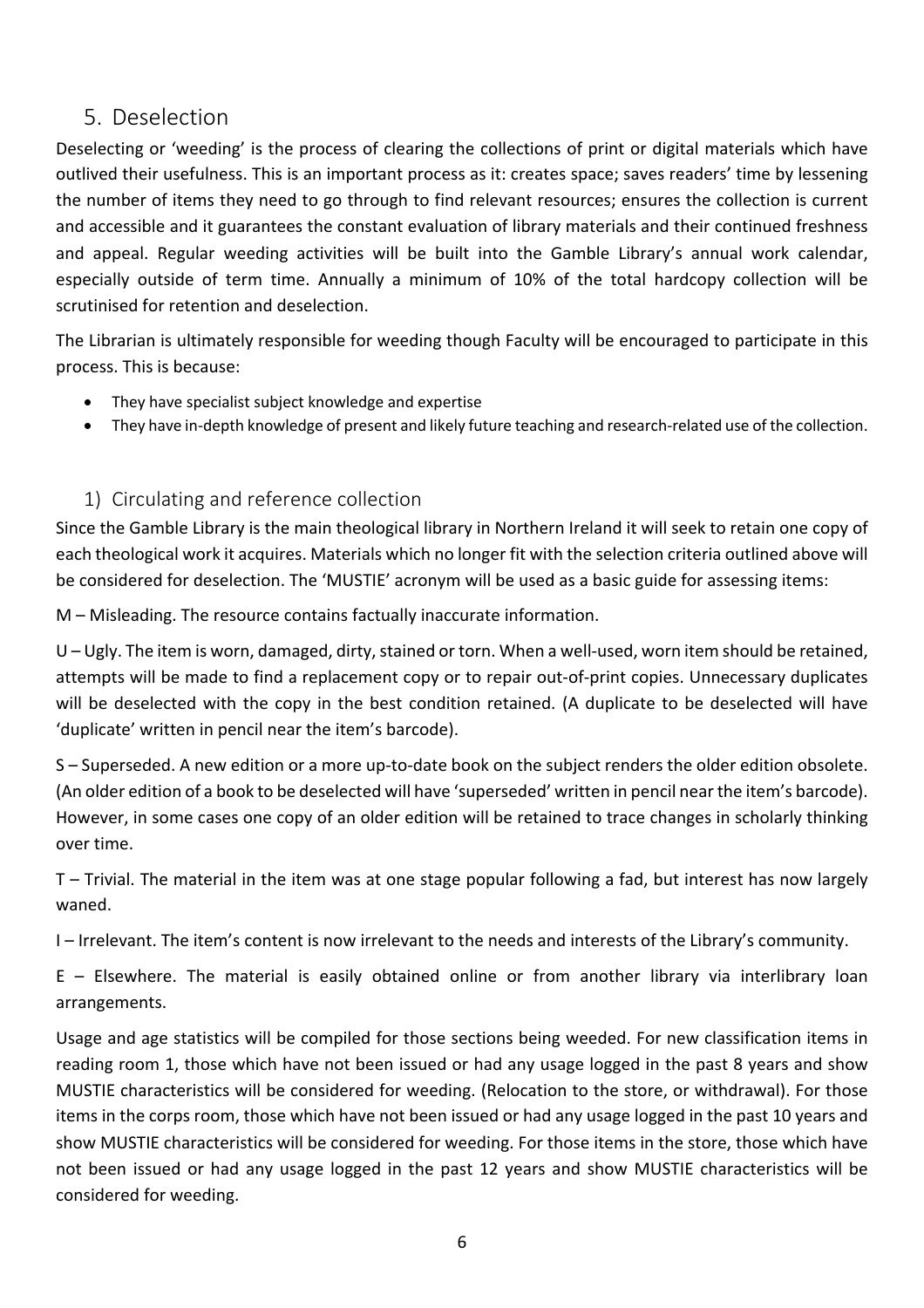## 5. Deselection

Deselecting or 'weeding' is the process of clearing the collections of print or digital materials which have outlived their usefulness. This is an important process as it: creates space; saves readers' time by lessening the number of items they need to go through to find relevant resources; ensures the collection is current and accessible and it guarantees the constant evaluation of library materials and their continued freshness and appeal. Regular weeding activities will be built into the Gamble Library's annual work calendar, especially outside of term time. Annually a minimum of 10% of the total hardcopy collection will be scrutinised for retention and deselection.

The Librarian is ultimately responsible for weeding though Faculty will be encouraged to participate in this process. This is because:

- They have specialist subject knowledge and expertise
- They have in-depth knowledge of present and likely future teaching and research-related use of the collection.

### 1) Circulating and reference collection

Since the Gamble Library is the main theological library in Northern Ireland it will seek to retain one copy of each theological work it acquires. Materials which no longer fit with the selection criteria outlined above will be considered for deselection. The 'MUSTIE' acronym will be used as a basic guide for assessing items:

M – Misleading. The resource contains factually inaccurate information.

U – Ugly. The item is worn, damaged, dirty, stained or torn. When a well-used, worn item should be retained, attempts will be made to find a replacement copy or to repair out-of-print copies. Unnecessary duplicates will be deselected with the copy in the best condition retained. (A duplicate to be deselected will have 'duplicate' written in pencil near the item's barcode).

S – Superseded. A new edition or a more up-to-date book on the subject renders the older edition obsolete. (An older edition of a book to be deselected will have 'superseded' written in pencil near the item's barcode). However, in some cases one copy of an older edition will be retained to trace changes in scholarly thinking over time.

T – Trivial. The material in the item was at one stage popular following a fad, but interest has now largely waned.

I – Irrelevant. The item's content is now irrelevant to the needs and interests of the Library's community.

E – Elsewhere. The material is easily obtained online or from another library via interlibrary loan arrangements.

Usage and age statistics will be compiled for those sections being weeded. For new classification items in reading room 1, those which have not been issued or had any usage logged in the past 8 years and show MUSTIE characteristics will be considered for weeding. (Relocation to the store, or withdrawal). For those items in the corps room, those which have not been issued or had any usage logged in the past 10 years and show MUSTIE characteristics will be considered for weeding. For those items in the store, those which have not been issued or had any usage logged in the past 12 years and show MUSTIE characteristics will be considered for weeding.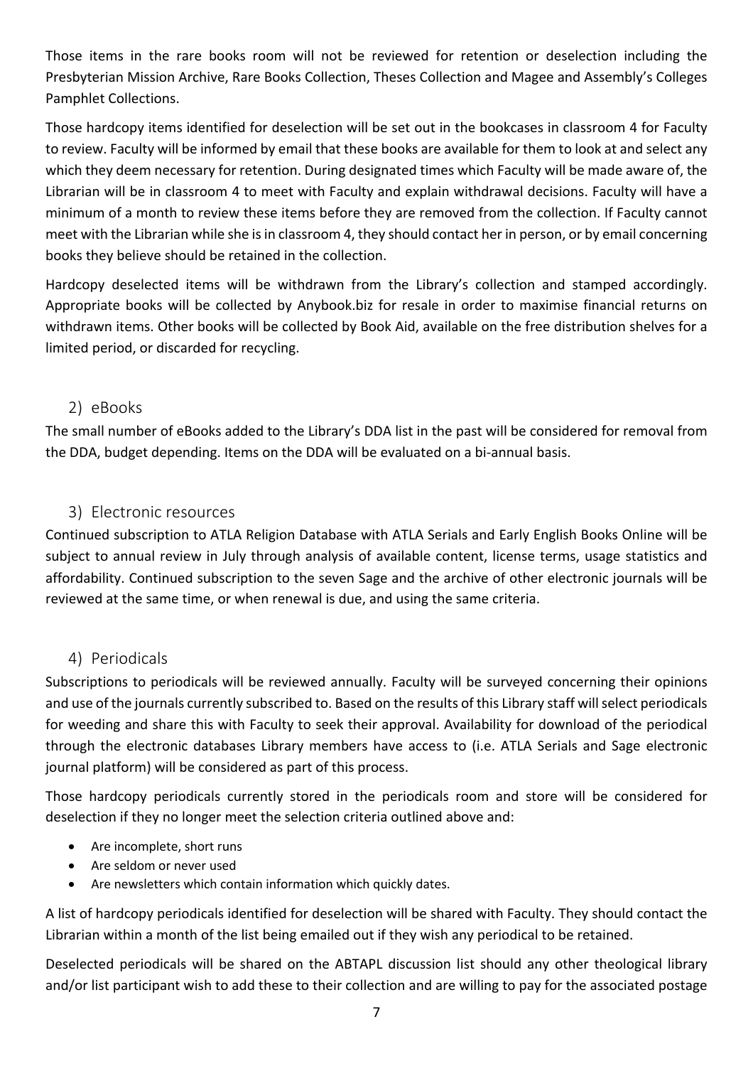Those items in the rare books room will not be reviewed for retention or deselection including the Presbyterian Mission Archive, Rare Books Collection, Theses Collection and Magee and Assembly's Colleges Pamphlet Collections.

Those hardcopy items identified for deselection will be set out in the bookcases in classroom 4 for Faculty to review. Faculty will be informed by email that these books are available for them to look at and select any which they deem necessary for retention. During designated times which Faculty will be made aware of, the Librarian will be in classroom 4 to meet with Faculty and explain withdrawal decisions. Faculty will have a minimum of a month to review these items before they are removed from the collection. If Faculty cannot meet with the Librarian while she is in classroom 4, they should contact her in person, or by email concerning books they believe should be retained in the collection.

Hardcopy deselected items will be withdrawn from the Library's collection and stamped accordingly. Appropriate books will be collected by Anybook.biz for resale in order to maximise financial returns on withdrawn items. Other books will be collected by Book Aid, available on the free distribution shelves for a limited period, or discarded for recycling.

## 2) eBooks

The small number of eBooks added to the Library's DDA list in the past will be considered for removal from the DDA, budget depending. Items on the DDA will be evaluated on a bi-annual basis.

## 3) Electronic resources

Continued subscription to ATLA Religion Database with ATLA Serials and Early English Books Online will be subject to annual review in July through analysis of available content, license terms, usage statistics and affordability. Continued subscription to the seven Sage and the archive of other electronic journals will be reviewed at the same time, or when renewal is due, and using the same criteria.

## 4) Periodicals

Subscriptions to periodicals will be reviewed annually. Faculty will be surveyed concerning their opinions and use of the journals currently subscribed to. Based on the results of this Library staff will select periodicals for weeding and share this with Faculty to seek their approval. Availability for download of the periodical through the electronic databases Library members have access to (i.e. ATLA Serials and Sage electronic journal platform) will be considered as part of this process.

Those hardcopy periodicals currently stored in the periodicals room and store will be considered for deselection if they no longer meet the selection criteria outlined above and:

- Are incomplete, short runs
- Are seldom or never used
- Are newsletters which contain information which quickly dates.

A list of hardcopy periodicals identified for deselection will be shared with Faculty. They should contact the Librarian within a month of the list being emailed out if they wish any periodical to be retained.

Deselected periodicals will be shared on the ABTAPL discussion list should any other theological library and/or list participant wish to add these to their collection and are willing to pay for the associated postage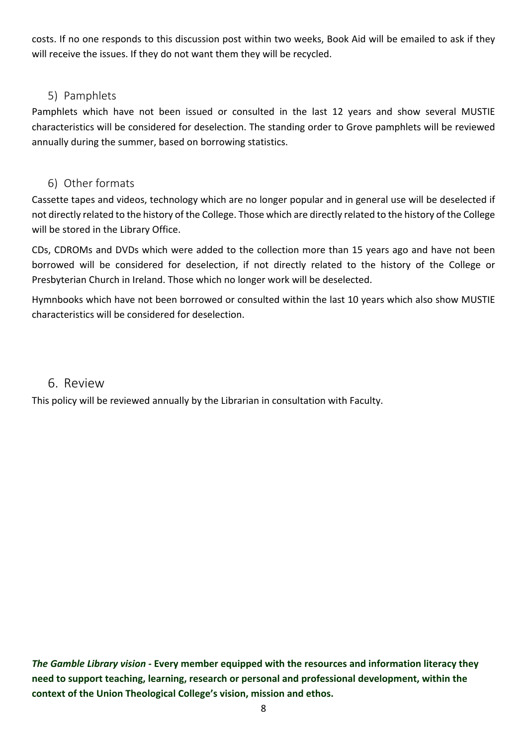costs. If no one responds to this discussion post within two weeks, Book Aid will be emailed to ask if they will receive the issues. If they do not want them they will be recycled.

### 5) Pamphlets

Pamphlets which have not been issued or consulted in the last 12 years and show several MUSTIE characteristics will be considered for deselection. The standing order to Grove pamphlets will be reviewed annually during the summer, based on borrowing statistics.

### 6) Other formats

Cassette tapes and videos, technology which are no longer popular and in general use will be deselected if not directly related to the history of the College. Those which are directly related to the history of the College will be stored in the Library Office.

CDs, CDROMs and DVDs which were added to the collection more than 15 years ago and have not been borrowed will be considered for deselection, if not directly related to the history of the College or Presbyterian Church in Ireland. Those which no longer work will be deselected.

Hymnbooks which have not been borrowed or consulted within the last 10 years which also show MUSTIE characteristics will be considered for deselection.

## 6. Review

This policy will be reviewed annually by the Librarian in consultation with Faculty.

***The Gamble Library vision* - Every member equipped with the resources and information literacy they need to support teaching, learning, research or personal and professional development, within the context of the Union Theological College's vision, mission and ethos.**